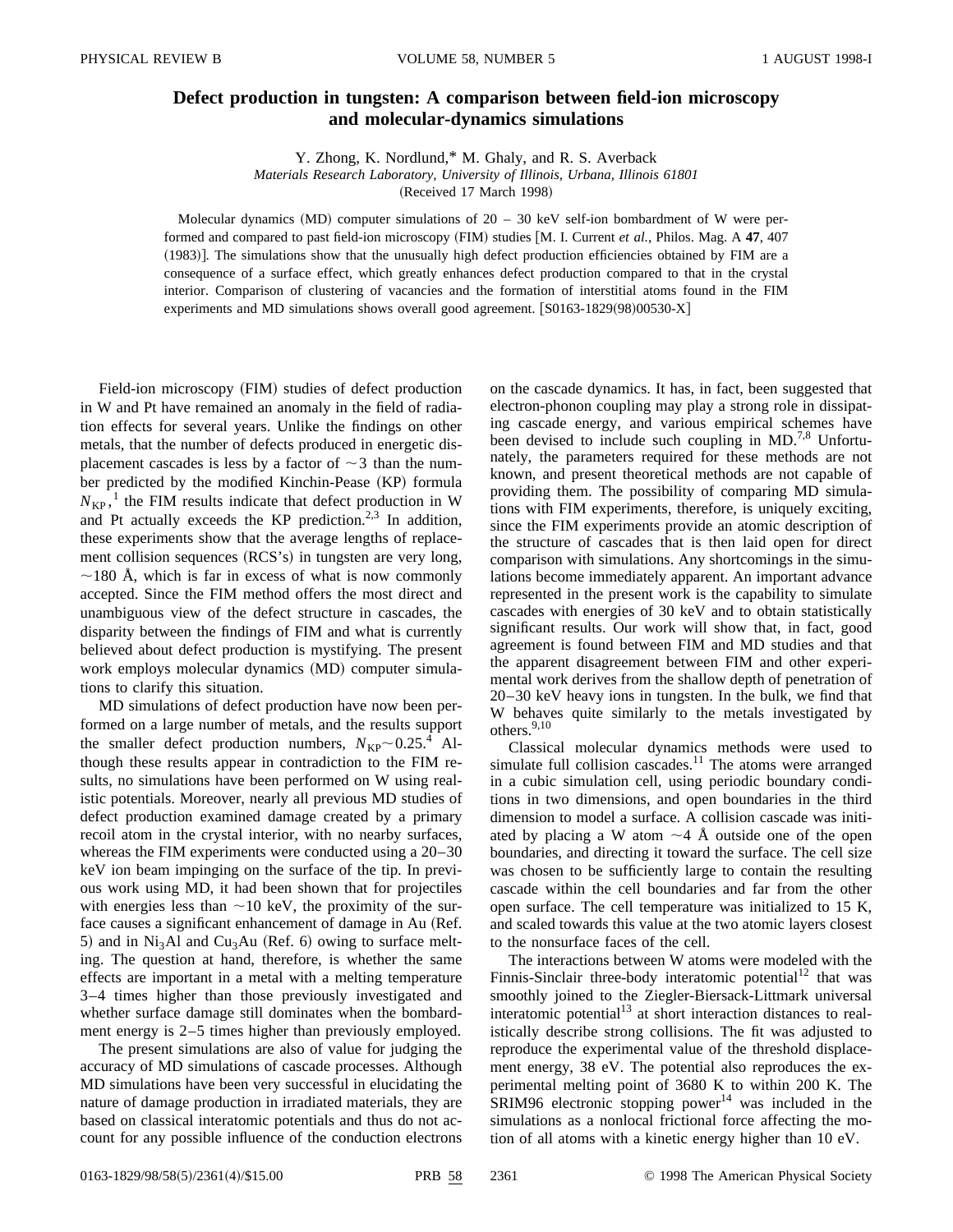# Defect production in tungsten: A comparison between field-ion microscopy and molecular-dynamics simulations

Y. Zhong, K. Nordlund,* M. Ghaly, and R. S. Averback

*Materials Research Laboratory, University of Illinois, Urbana, Illinois 61801*

(Received 17 March 1998)

Molecular dynamics (MD) computer simulations of 20 – 30 keV self-ion bombardment of W were performed and compared to past field-ion microscopy (FIM) studies [M. I. Current *et al.*, Philos. Mag. A **47**, 407 (1983)]. The simulations show that the unusually high defect production efficiencies obtained by FIM are a consequence of a surface effect, which greatly enhances defect production compared to that in the crystal interior. Comparison of clustering of vacancies and the formation of interstitial atoms found in the FIM experiments and MD simulations shows overall good agreement. [S0163-1829(98)00530-X]

Field-ion microscopy (FIM) studies of defect production in W and Pt have remained an anomaly in the field of radiation effects for several years. Unlike the findings on other metals, that the number of defects produced in energetic displacement cascades is less by a factor of $\sim 3$ than the number predicted by the modified Kinchin-Pease (KP) formula $N_{\mathrm{KP}}$,[1] the FIM results indicate that defect production in W and Pt actually exceeds the KP prediction.[2,3] In addition, these experiments show that the average lengths of replacement collision sequences (RCS's) in tungsten are very long, $\sim 180$ Å, which is far in excess of what is now commonly accepted. Since the FIM method offers the most direct and unambiguous view of the defect structure in cascades, the disparity between the findings of FIM and what is currently believed about defect production is mystifying. The present work employs molecular dynamics (MD) computer simulations to clarify this situation.

MD simulations of defect production have now been performed on a large number of metals, and the results support the smaller defect production numbers, $N_{\mathrm{KP}} \sim 0.25$.[4] Although these results appear in contradiction to the FIM results, no simulations have been performed on W using realistic potentials. Moreover, nearly all previous MD studies of defect production examined damage created by a primary recoil atom in the crystal interior, with no nearby surfaces, whereas the FIM experiments were conducted using a 20–30 keV ion beam impinging on the surface of the tip. In previous work using MD, it had been shown that for projectiles with energies less than $\sim 10$ keV, the proximity of the surface causes a significant enhancement of damage in Au (Ref. 5) and in $Ni_3Al$ and $Cu_3Au$ (Ref. 6) owing to surface melting. The question at hand, therefore, is whether the same effects are important in a metal with a melting temperature 3–4 times higher than those previously investigated and whether surface damage still dominates when the bombardment energy is 2–5 times higher than previously employed.

The present simulations are also of value for judging the accuracy of MD simulations of cascade processes. Although MD simulations have been very successful in elucidating the nature of damage production in irradiated materials, they are based on classical interatomic potentials and thus do not account for any possible influence of the conduction electrons on the cascade dynamics. It has, in fact, been suggested that electron-phonon coupling may play a strong role in dissipating cascade energy, and various empirical schemes have been devised to include such coupling in MD.[7,8] Unfortunately, the parameters required for these methods are not known, and present theoretical methods are not capable of providing them. The possibility of comparing MD simulations with FIM experiments, therefore, is uniquely exciting, since the FIM experiments provide an atomic description of the structure of cascades that is then laid open for direct comparison with simulations. Any shortcomings in the simulations become immediately apparent. An important advance represented in the present work is the capability to simulate cascades with energies of 30 keV and to obtain statistically significant results. Our work will show that, in fact, good agreement is found between FIM and MD studies and that the apparent disagreement between FIM and other experimental work derives from the shallow depth of penetration of 20–30 keV heavy ions in tungsten. In the bulk, we find that W behaves quite similarly to the metals investigated by others.[9,10]

Classical molecular dynamics methods were used to simulate full collision cascades.[11] The atoms were arranged in a cubic simulation cell, using periodic boundary conditions in two dimensions, and open boundaries in the third dimension to model a surface. A collision cascade was initiated by placing a W atom $\sim 4$ Å outside one of the open boundaries, and directing it toward the surface. The cell size was chosen to be sufficiently large to contain the resulting cascade within the cell boundaries and far from the other open surface. The cell temperature was initialized to 15 K, and scaled towards this value at the two atomic layers closest to the nonsurface faces of the cell.

The interactions between W atoms were modeled with the Finnis-Sinclair three-body interatomic potential[12] that was smoothly joined to the Ziegler-Biersack-Littmark universal interatomic potential[13] at short interaction distances to realistically describe strong collisions. The fit was adjusted to reproduce the experimental value of the threshold displacement energy, 38 eV. The potential also reproduces the experimental melting point of 3680 K to within 200 K. The SRIM96 electronic stopping power[14] was included in the simulations as a nonlocal frictional force affecting the motion of all atoms with a kinetic energy higher than 10 eV.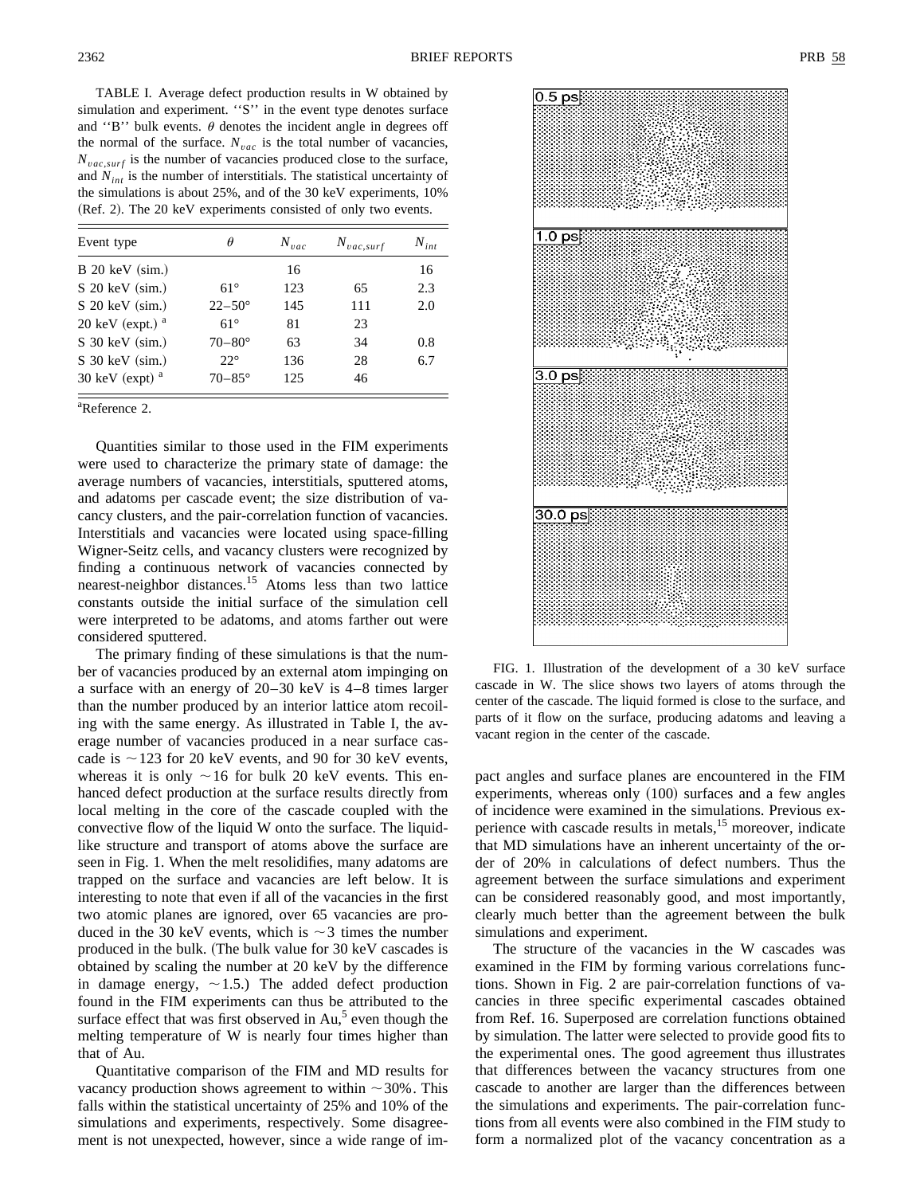TABLE I. Average defect production results in W obtained by simulation and experiment. ''S'' in the event type denotes surface and ''B'' bulk events. $\theta$ denotes the incident angle in degrees off the normal of the surface. $N_{vac}$ is the total number of vacancies, $N_{vac,surf}$ is the number of vacancies produced close to the surface, and $N_{int}$ is the number of interstitials. The statistical uncertainty of the simulations is about 25%, and of the 30 keV experiments, 10% (Ref. 2). The 20 keV experiments consisted of only two events.

| Event type | $\theta$ | $N_{vac}$ | $N_{vac,surf}$ | $N_{int}$ |
|---|---|---|---|---|
| B 20 keV (sim.) | | 16 | | 16 |
| S 20 keV (sim.) | 61° | 123 | 65 | 2.3 |
| S 20 keV (sim.) | 22–50° | 145 | 111 | 2.0 |
| 20 keV (expt.) [a] | 61° | 81 | 23 | |
| S 30 keV (sim.) | 70–80° | 63 | 34 | 0.8 |
| S 30 keV (sim.) | 22° | 136 | 28 | 6.7 |
| 30 keV (expt) [a] | 70–85° | 125 | 46 | |

[a]Reference 2.

Quantities similar to those used in the FIM experiments were used to characterize the primary state of damage: the average numbers of vacancies, interstitials, sputtered atoms, and adatoms per cascade event; the size distribution of vacancy clusters, and the pair-correlation function of vacancies. Interstitials and vacancies were located using space-filling Wigner-Seitz cells, and vacancy clusters were recognized by finding a continuous network of vacancies connected by nearest-neighbor distances.[15] Atoms less than two lattice constants outside the initial surface of the simulation cell were interpreted to be adatoms, and atoms farther out were considered sputtered.

The primary finding of these simulations is that the number of vacancies produced by an external atom impinging on a surface with an energy of 20–30 keV is 4–8 times larger than the number produced by an interior lattice atom recoiling with the same energy. As illustrated in Table I, the average number of vacancies produced in a near surface cascade is $\sim$123 for 20 keV events, and 90 for 30 keV events, whereas it is only $\sim$16 for bulk 20 keV events. This enhanced defect production at the surface results directly from local melting in the core of the cascade coupled with the convective flow of the liquid W onto the surface. The liquid-like structure and transport of atoms above the surface are seen in Fig. 1. When the melt resolidifies, many adatoms are trapped on the surface and vacancies are left below. It is interesting to note that even if all of the vacancies in the first two atomic planes are ignored, over 65 vacancies are produced in the 30 keV events, which is $\sim$3 times the number produced in the bulk. (The bulk value for 30 keV cascades is obtained by scaling the number at 20 keV by the difference in damage energy, $\sim$1.5.) The added defect production found in the FIM experiments can thus be attributed to the surface effect that was first observed in Au,[5] even though the melting temperature of W is nearly four times higher than that of Au.

Quantitative comparison of the FIM and MD results for vacancy production shows agreement to within $\sim$30%. This falls within the statistical uncertainty of 25% and 10% of the simulations and experiments, respectively. Some disagreement is not unexpected, however, since a wide range of impact angles and surface planes are encountered in the FIM experiments, whereas only (100) surfaces and a few angles of incidence were examined in the simulations. Previous experience with cascade results in metals,[15] moreover, indicate that MD simulations have an inherent uncertainty of the order of 20% in calculations of defect numbers. Thus the agreement between the surface simulations and experiment can be considered reasonably good, and most importantly, clearly much better than the agreement between the bulk simulations and experiment.

FIG. 1. Illustration of the development of a 30 keV surface cascade in W. The slice shows two layers of atoms through the center of the cascade. The liquid formed is close to the surface, and parts of it flow on the surface, producing adatoms and leaving a vacant region in the center of the cascade.

The structure of the vacancies in the W cascades was examined in the FIM by forming various correlations functions. Shown in Fig. 2 are pair-correlation functions of vacancies in three specific experimental cascades obtained from Ref. 16. Superposed are correlation functions obtained by simulation. The latter were selected to provide good fits to the experimental ones. The good agreement thus illustrates that differences between the vacancy structures from one cascade to another are larger than the differences between the simulations and experiments. The pair-correlation functions from all events were also combined in the FIM study to form a normalized plot of the vacancy concentration as a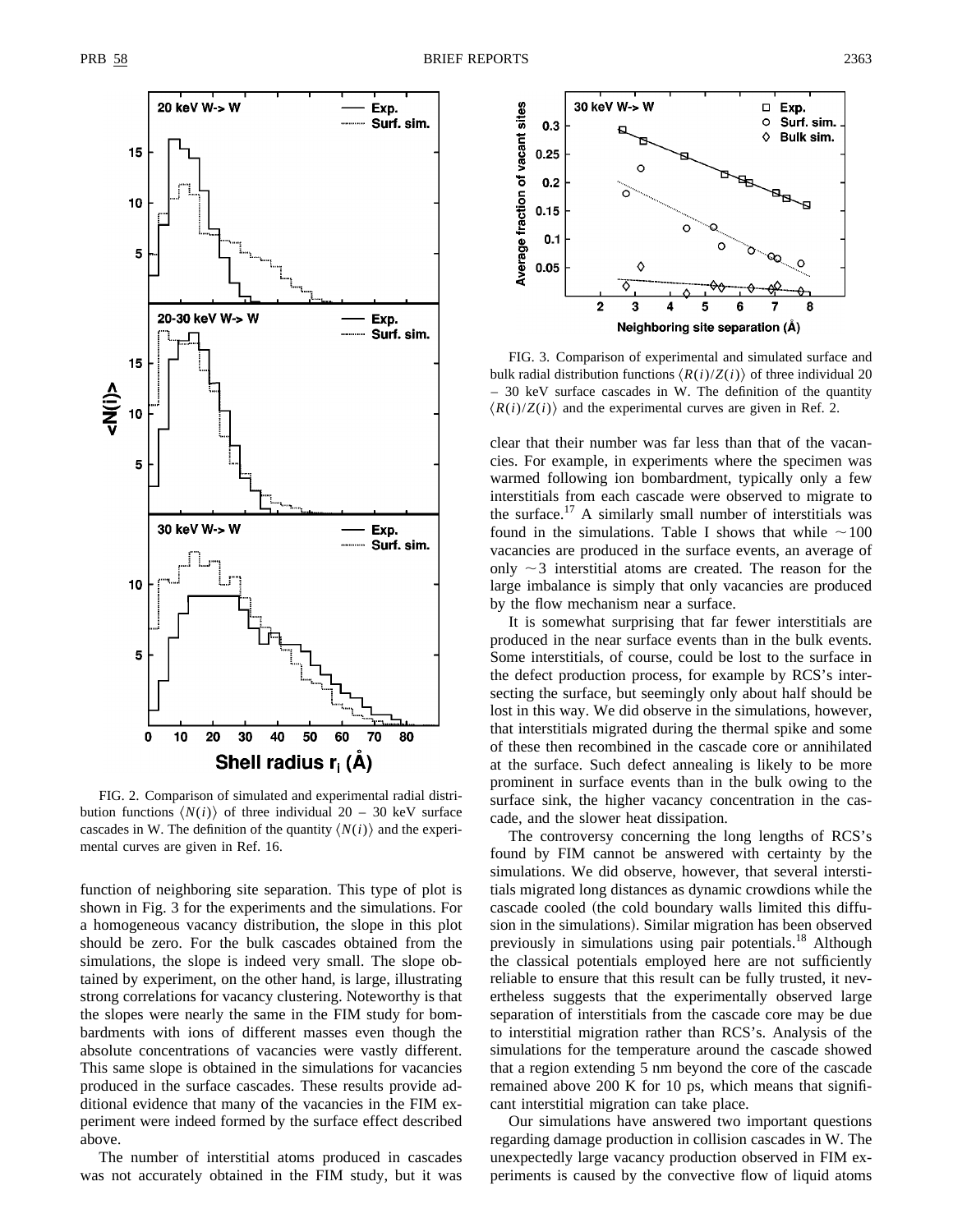FIG. 2. Comparison of simulated and experimental radial distribution functions $\langle N(i) \rangle$ of three individual 20 – 30 keV surface cascades in W. The definition of the quantity $\langle N(i) \rangle$ and the experimental curves are given in Ref. 16.

function of neighboring site separation. This type of plot is shown in Fig. 3 for the experiments and the simulations. For a homogeneous vacancy distribution, the slope in this plot should be zero. For the bulk cascades obtained from the simulations, the slope is indeed very small. The slope obtained by experiment, on the other hand, is large, illustrating strong correlations for vacancy clustering. Noteworthy is that the slopes were nearly the same in the FIM study for bombardments with ions of different masses even though the absolute concentrations of vacancies were vastly different. This same slope is obtained in the simulations for vacancies produced in the surface cascades. These results provide additional evidence that many of the vacancies in the FIM experiment were indeed formed by the surface effect described above.

The number of interstitial atoms produced in cascades was not accurately obtained in the FIM study, but it was clear that their number was far less than that of the vacancies. For example, in experiments where the specimen was warmed following ion bombardment, typically only a few interstitials from each cascade were observed to migrate to the surface.[17] A similarly small number of interstitials was found in the simulations. Table I shows that while $\sim 100$ vacancies are produced in the surface events, an average of only $\sim 3$ interstitial atoms are created. The reason for the large imbalance is simply that only vacancies are produced by the flow mechanism near a surface.

FIG. 3. Comparison of experimental and simulated surface and bulk radial distribution functions $\langle R(i)/Z(i) \rangle$ of three individual 20 – 30 keV surface cascades in W. The definition of the quantity $\langle R(i)/Z(i) \rangle$ and the experimental curves are given in Ref. 2.

It is somewhat surprising that far fewer interstitials are produced in the near surface events than in the bulk events. Some interstitials, of course, could be lost to the surface in the defect production process, for example by RCS's intersecting the surface, but seemingly only about half should be lost in this way. We did observe in the simulations, however, that interstitials migrated during the thermal spike and some of these then recombined in the cascade core or annihilated at the surface. Such defect annealing is likely to be more prominent in surface events than in the bulk owing to the surface sink, the higher vacancy concentration in the cascade, and the slower heat dissipation.

The controversy concerning the long lengths of RCS's found by FIM cannot be answered with certainty by the simulations. We did observe, however, that several interstitials migrated long distances as dynamic crowdions while the cascade cooled (the cold boundary walls limited this diffusion in the simulations). Similar migration has been observed previously in simulations using pair potentials.[18] Although the classical potentials employed here are not sufficiently reliable to ensure that this result can be fully trusted, it nevertheless suggests that the experimentally observed large separation of interstitials from the cascade core may be due to interstitial migration rather than RCS's. Analysis of the simulations for the temperature around the cascade showed that a region extending 5 nm beyond the core of the cascade remained above 200 K for 10 ps, which means that significant interstitial migration can take place.

Our simulations have answered two important questions regarding damage production in collision cascades in W. The unexpectedly large vacancy production observed in FIM experiments is caused by the convective flow of liquid atoms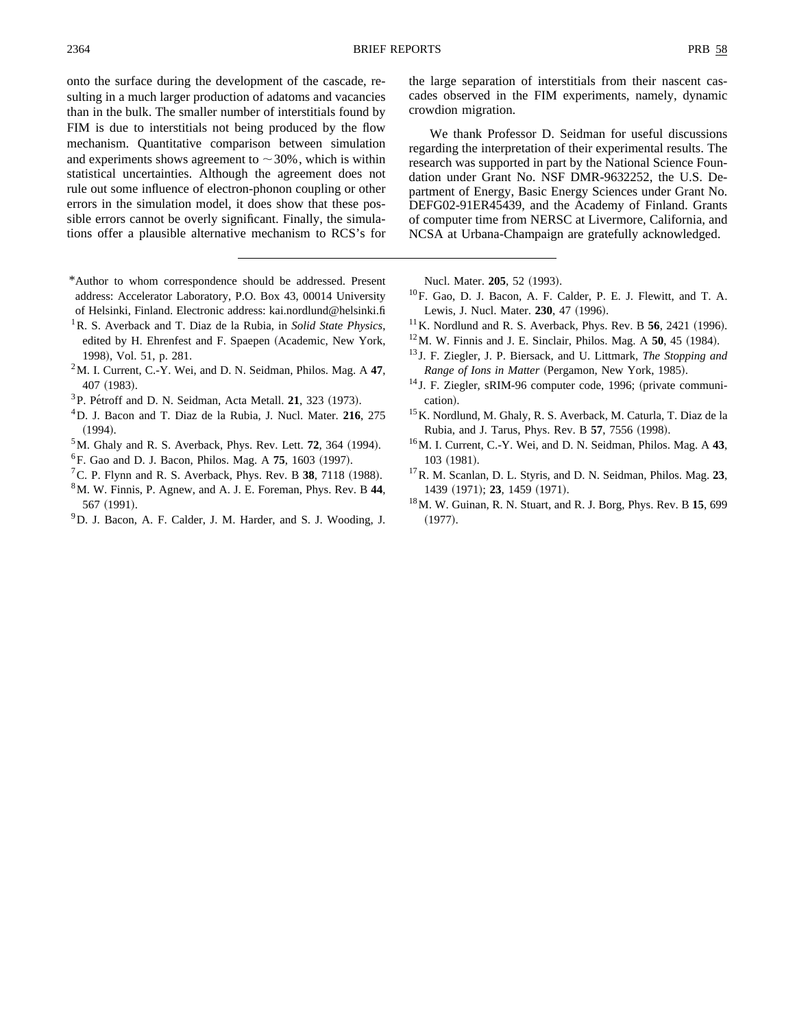onto the surface during the development of the cascade, resulting in a much larger production of adatoms and vacancies than in the bulk. The smaller number of interstitials found by FIM is due to interstitials not being produced by the flow mechanism. Quantitative comparison between simulation and experiments shows agreement to $\sim 30\%$, which is within statistical uncertainties. Although the agreement does not rule out some influence of electron-phonon coupling or other errors in the simulation model, it does show that these possible errors cannot be overly significant. Finally, the simulations offer a plausible alternative mechanism to RCS's for the large separation of interstitials from their nascent cascades observed in the FIM experiments, namely, dynamic crowdion migration.

We thank Professor D. Seidman for useful discussions regarding the interpretation of their experimental results. The research was supported in part by the National Science Foundation under Grant No. NSF DMR-9632252, the U.S. Department of Energy, Basic Energy Sciences under Grant No. DEFG02-91ER45439, and the Academy of Finland. Grants of computer time from NERSC at Livermore, California, and NCSA at Urbana-Champaign are gratefully acknowledged.

---

*Author to whom correspondence should be addressed. Present address: Accelerator Laboratory, P.O. Box 43, 00014 University of Helsinki, Finland. Electronic address: kai.nordlund@helsinki.fi

[1] R. S. Averback and T. Diaz de la Rubia, in *Solid State Physics*, edited by H. Ehrenfest and F. Spaepen (Academic, New York, 1998), Vol. 51, p. 281.

[2] M. I. Current, C.-Y. Wei, and D. N. Seidman, Philos. Mag. A **47**, 407 (1983).

[3] P. Pétroff and D. N. Seidman, Acta Metall. **21**, 323 (1973).

[4] D. J. Bacon and T. Diaz de la Rubia, J. Nucl. Mater. **216**, 275 (1994).

[5] M. Ghaly and R. S. Averback, Phys. Rev. Lett. **72**, 364 (1994).

[6] F. Gao and D. J. Bacon, Philos. Mag. A **75**, 1603 (1997).

[7] C. P. Flynn and R. S. Averback, Phys. Rev. B **38**, 7118 (1988).

[8] M. W. Finnis, P. Agnew, and A. J. E. Foreman, Phys. Rev. B **44**, 567 (1991).

[9] D. J. Bacon, A. F. Calder, J. M. Harder, and S. J. Wooding, J. Nucl. Mater. **205**, 52 (1993).

[10] F. Gao, D. J. Bacon, A. F. Calder, P. E. J. Flewitt, and T. A. Lewis, J. Nucl. Mater. **230**, 47 (1996).

[11] K. Nordlund and R. S. Averback, Phys. Rev. B **56**, 2421 (1996).

[12] M. W. Finnis and J. E. Sinclair, Philos. Mag. A **50**, 45 (1984).

[13] J. F. Ziegler, J. P. Biersack, and U. Littmark, *The Stopping and Range of Ions in Matter* (Pergamon, New York, 1985).

[14] J. F. Ziegler, SRIM-96 computer code, 1996; (private communication).

[15] K. Nordlund, M. Ghaly, R. S. Averback, M. Caturla, T. Diaz de la Rubia, and J. Tarus, Phys. Rev. B **57**, 7556 (1998).

[16] M. I. Current, C.-Y. Wei, and D. N. Seidman, Philos. Mag. A **43**, 103 (1981).

[17] R. M. Scanlan, D. L. Styris, and D. N. Seidman, Philos. Mag. **23**, 1439 (1971); **23**, 1459 (1971).

[18] M. W. Guinan, R. N. Stuart, and R. J. Borg, Phys. Rev. B **15**, 699 (1977).